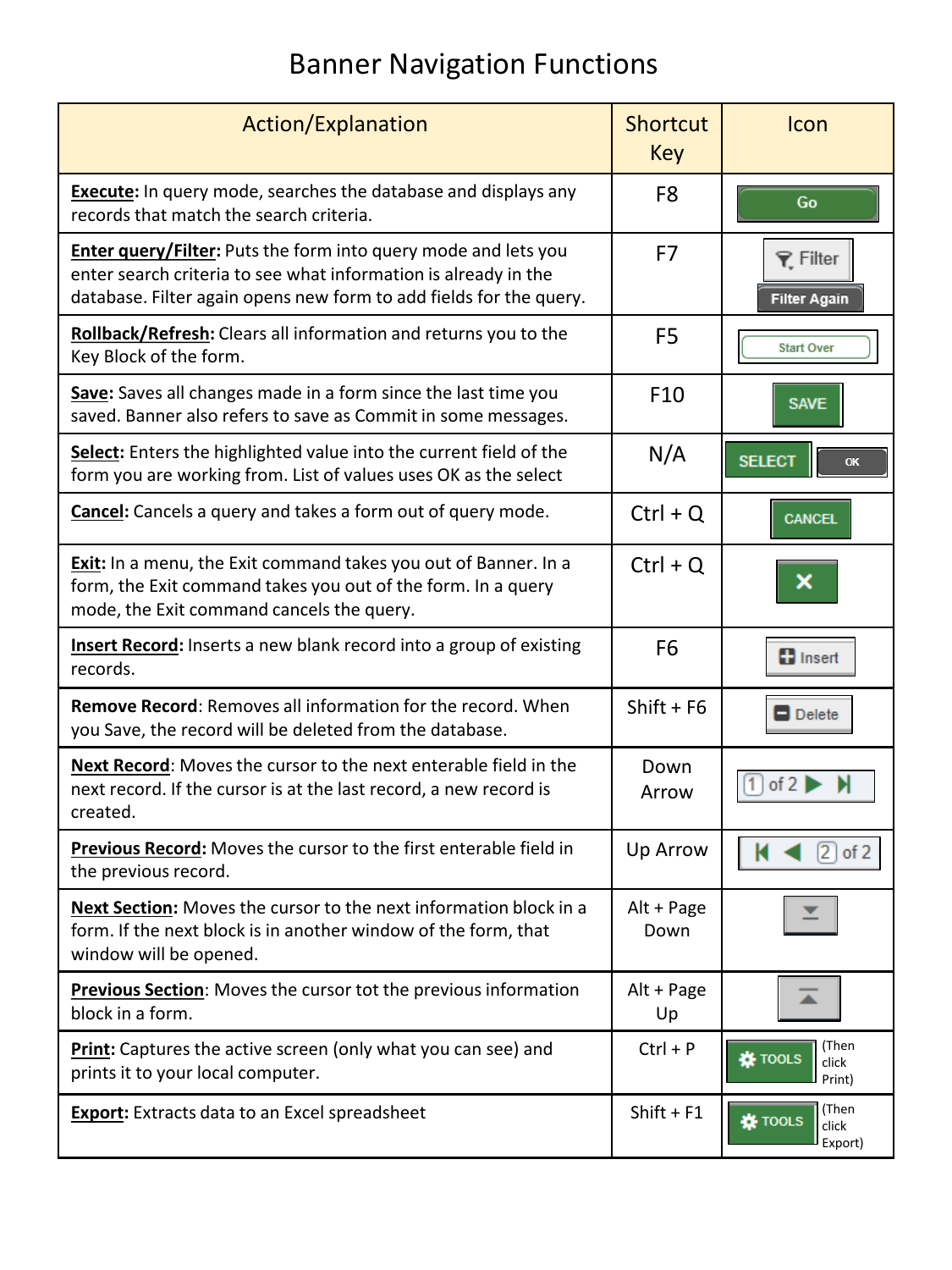# Banner Navigation Functions

| Action/Explanation | Shortcut Key | Icon |
|---|---|---|
| **Execute:** In query mode, searches the database and displays any records that match the search criteria. | F8 | Go |
| **Enter query/Filter:** Puts the form into query mode and lets you enter search criteria to see what information is already in the database. Filter again opens new form to add fields for the query. | F7 | Filter / Filter Again |
| **Rollback/Refresh:** Clears all information and returns you to the Key Block of the form. | F5 | Start Over |
| **Save:** Saves all changes made in a form since the last time you saved. Banner also refers to save as Commit in some messages. | F10 | SAVE |
| **Select:** Enters the highlighted value into the current field of the form you are working from. List of values uses OK as the select | N/A | SELECT / OK |
| **Cancel:** Cancels a query and takes a form out of query mode. | Ctrl + Q | CANCEL |
| **Exit:** In a menu, the Exit command takes you out of Banner. In a form, the Exit command takes you out of the form. In a query mode, the Exit command cancels the query. | Ctrl + Q | ✕ |
| **Insert Record:** Inserts a new blank record into a group of existing records. | F6 | Insert |
| **Remove Record:** Removes all information for the record. When you Save, the record will be deleted from the database. | Shift + F6 | Delete |
| **Next Record:** Moves the cursor to the next enterable field in the next record. If the cursor is at the last record, a new record is created. | Down Arrow | 1 of 2 ▶ ▶\| |
| **Previous Record:** Moves the cursor to the first enterable field in the previous record. | Up Arrow | \|◀ ◀ 2 of 2 |
| **Next Section:** Moves the cursor to the next information block in a form. If the next block is in another window of the form, that window will be opened. | Alt + Page Down | |
| **Previous Section:** Moves the cursor tot the previous information block in a form. | Alt + Page Up | |
| **Print:** Captures the active screen (only what you can see) and prints it to your local computer. | Ctrl + P | TOOLS (Then click Print) |
| **Export:** Extracts data to an Excel spreadsheet | Shift + F1 | TOOLS (Then click Export) |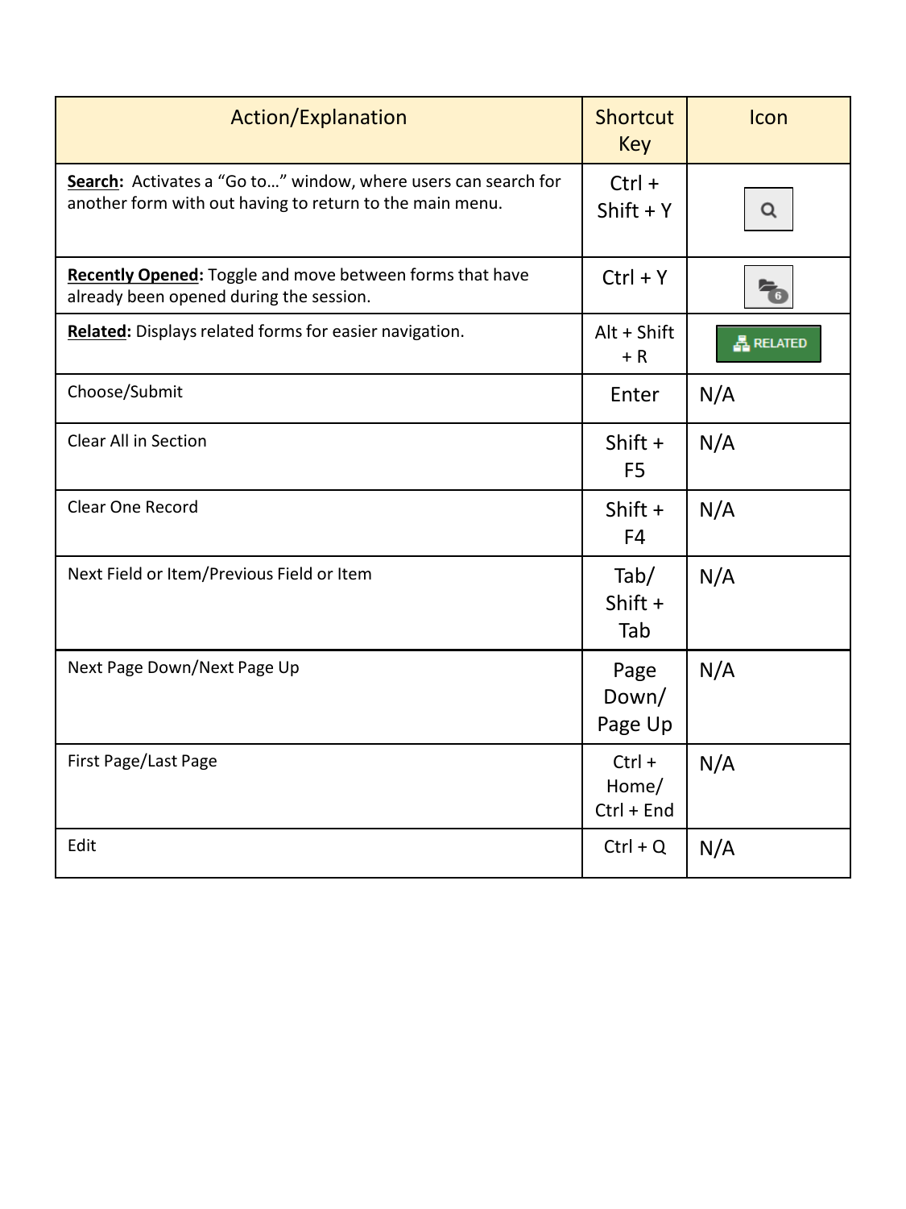| Action/Explanation | Shortcut Key | Icon |
| --- | --- | --- |
| **Search**: Activates a "Go to…" window, where users can search for another form with out having to return to the main menu. | Ctrl + Shift + Y | |
| **Recently Opened:** Toggle and move between forms that have already been opened during the session. | Ctrl + Y | |
| **Related:** Displays related forms for easier navigation. | Alt + Shift + R | RELATED |
| Choose/Submit | Enter | N/A |
| Clear All in Section | Shift + F5 | N/A |
| Clear One Record | Shift + F4 | N/A |
| Next Field or Item/Previous Field or Item | Tab/ Shift + Tab | N/A |
| Next Page Down/Next Page Up | Page Down/ Page Up | N/A |
| First Page/Last Page | Ctrl + Home/ Ctrl + End | N/A |
| Edit | Ctrl + Q | N/A |